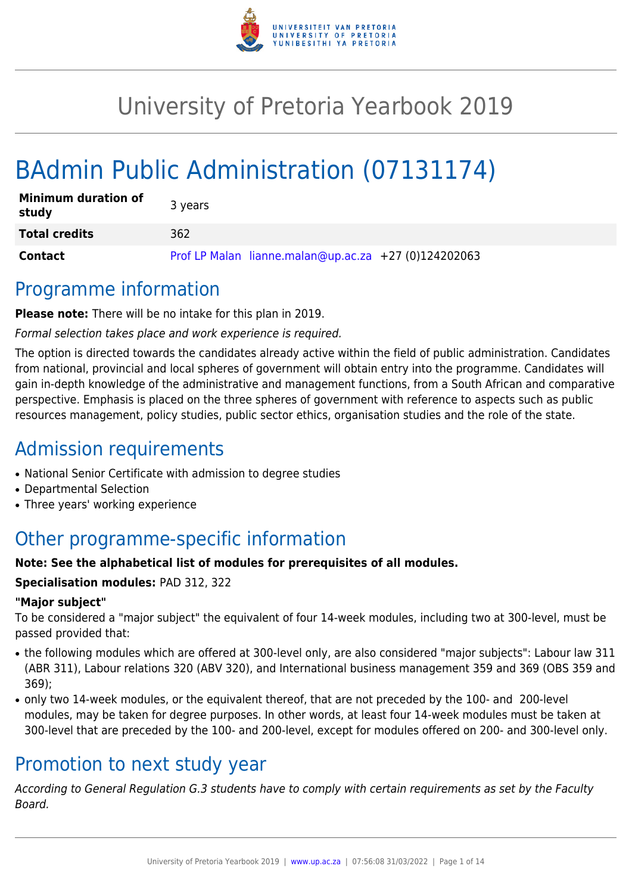# University of Pretoria Yearbook 2019

# BAdmin Public Administration (07131174)

| Minimum duration of study | 3 years |
|---|---|
| **Total credits** | 362 |
| **Contact** | Prof LP Malan lianne.malan@up.ac.za +27 (0)124202063 |

## Programme information

**Please note:** There will be no intake for this plan in 2019.

*Formal selection takes place and work experience is required.*

The option is directed towards the candidates already active within the field of public administration. Candidates from national, provincial and local spheres of government will obtain entry into the programme. Candidates will gain in-depth knowledge of the administrative and management functions, from a South African and comparative perspective. Emphasis is placed on the three spheres of government with reference to aspects such as public resources management, policy studies, public sector ethics, organisation studies and the role of the state.

## Admission requirements

- National Senior Certificate with admission to degree studies
- Departmental Selection
- Three years' working experience

## Other programme-specific information

**Note: See the alphabetical list of modules for prerequisites of all modules.**

**Specialisation modules:** PAD 312, 322

**"Major subject"**

To be considered a "major subject" the equivalent of four 14-week modules, including two at 300-level, must be passed provided that:

- the following modules which are offered at 300-level only, are also considered "major subjects": Labour law 311 (ABR 311), Labour relations 320 (ABV 320), and International business management 359 and 369 (OBS 359 and 369);
- only two 14-week modules, or the equivalent thereof, that are not preceded by the 100- and 200-level modules, may be taken for degree purposes. In other words, at least four 14-week modules must be taken at 300-level that are preceded by the 100- and 200-level, except for modules offered on 200- and 300-level only.

## Promotion to next study year

*According to General Regulation G.3 students have to comply with certain requirements as set by the Faculty Board.*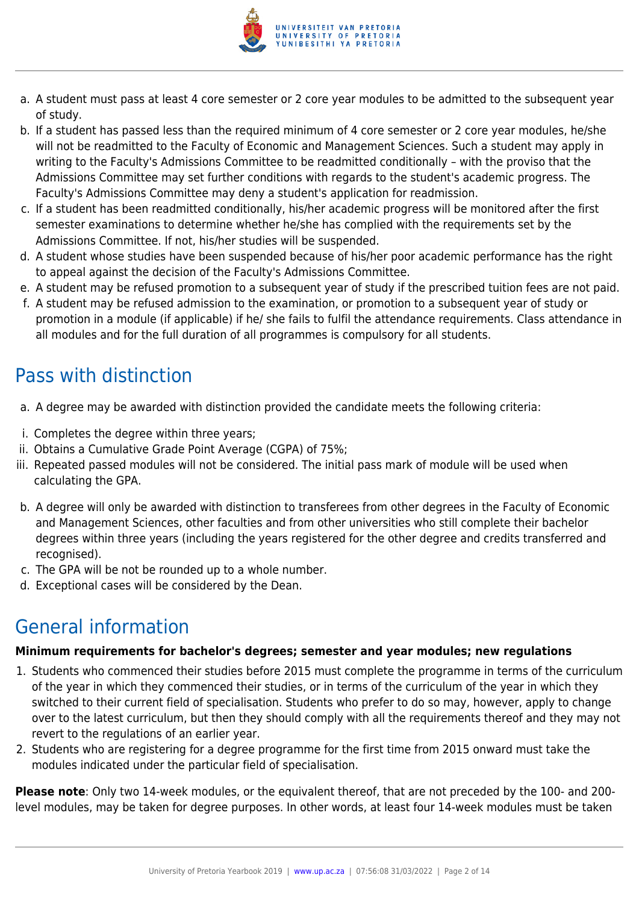a. A student must pass at least 4 core semester or 2 core year modules to be admitted to the subsequent year of study.
b. If a student has passed less than the required minimum of 4 core semester or 2 core year modules, he/she will not be readmitted to the Faculty of Economic and Management Sciences. Such a student may apply in writing to the Faculty's Admissions Committee to be readmitted conditionally – with the proviso that the Admissions Committee may set further conditions with regards to the student's academic progress. The Faculty's Admissions Committee may deny a student's application for readmission.
c. If a student has been readmitted conditionally, his/her academic progress will be monitored after the first semester examinations to determine whether he/she has complied with the requirements set by the Admissions Committee. If not, his/her studies will be suspended.
d. A student whose studies have been suspended because of his/her poor academic performance has the right to appeal against the decision of the Faculty's Admissions Committee.
e. A student may be refused promotion to a subsequent year of study if the prescribed tuition fees are not paid.
f. A student may be refused admission to the examination, or promotion to a subsequent year of study or promotion in a module (if applicable) if he/ she fails to fulfil the attendance requirements. Class attendance in all modules and for the full duration of all programmes is compulsory for all students.

## Pass with distinction

a. A degree may be awarded with distinction provided the candidate meets the following criteria:

i. Completes the degree within three years;
ii. Obtains a Cumulative Grade Point Average (CGPA) of 75%;
iii. Repeated passed modules will not be considered. The initial pass mark of module will be used when calculating the GPA.

b. A degree will only be awarded with distinction to transferees from other degrees in the Faculty of Economic and Management Sciences, other faculties and from other universities who still complete their bachelor degrees within three years (including the years registered for the other degree and credits transferred and recognised).
c. The GPA will be not be rounded up to a whole number.
d. Exceptional cases will be considered by the Dean.

## General information

**Minimum requirements for bachelor's degrees; semester and year modules; new regulations**

1. Students who commenced their studies before 2015 must complete the programme in terms of the curriculum of the year in which they commenced their studies, or in terms of the curriculum of the year in which they switched to their current field of specialisation. Students who prefer to do so may, however, apply to change over to the latest curriculum, but then they should comply with all the requirements thereof and they may not revert to the regulations of an earlier year.
2. Students who are registering for a degree programme for the first time from 2015 onward must take the modules indicated under the particular field of specialisation.

**Please note**: Only two 14-week modules, or the equivalent thereof, that are not preceded by the 100- and 200-level modules, may be taken for degree purposes. In other words, at least four 14-week modules must be taken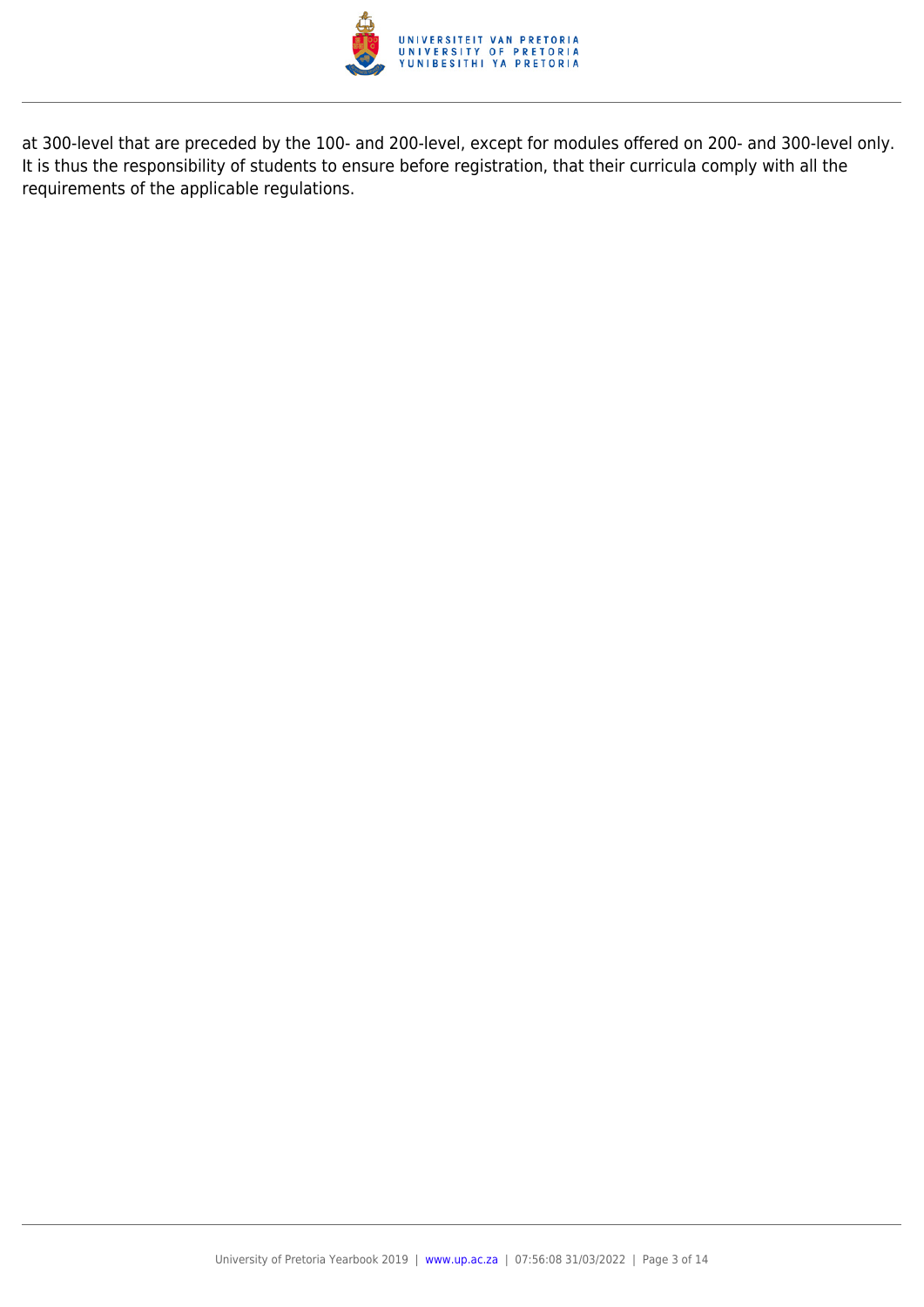at 300-level that are preceded by the 100- and 200-level, except for modules offered on 200- and 300-level only. It is thus the responsibility of students to ensure before registration, that their curricula comply with all the requirements of the applicable regulations.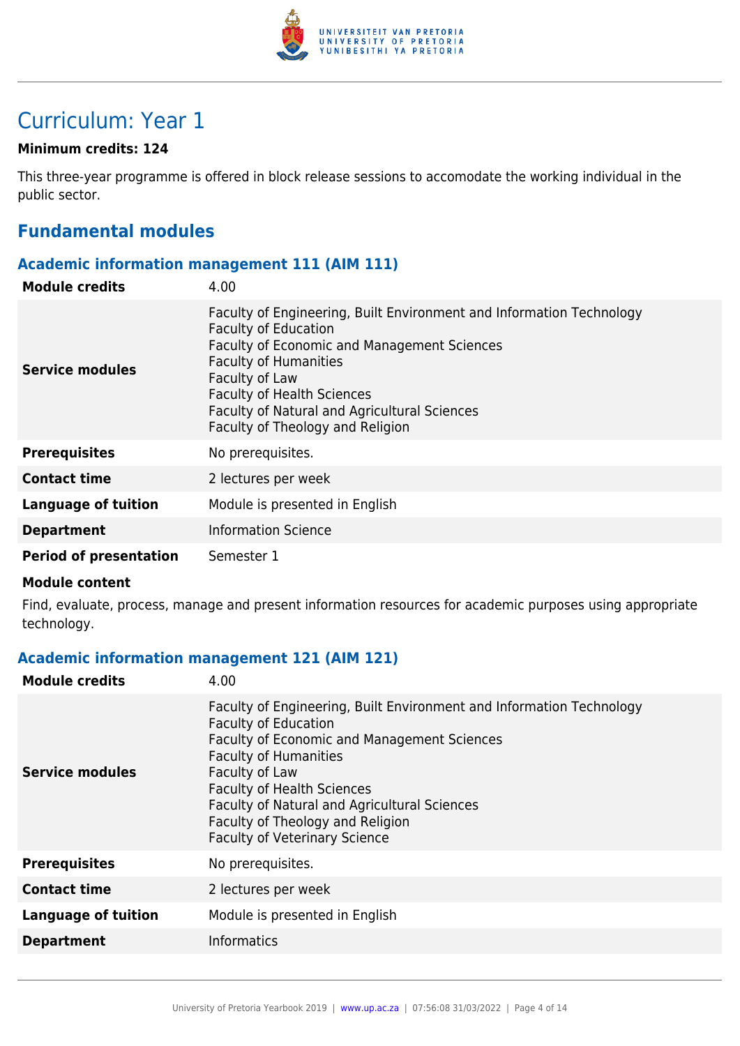# Curriculum: Year 1

**Minimum credits: 124**

This three-year programme is offered in block release sessions to accomodate the working individual in the public sector.

## Fundamental modules

### Academic information management 111 (AIM 111)

| **Module credits** | 4.00 |
| --- | --- |
| **Service modules** | Faculty of Engineering, Built Environment and Information Technology<br>Faculty of Education<br>Faculty of Economic and Management Sciences<br>Faculty of Humanities<br>Faculty of Law<br>Faculty of Health Sciences<br>Faculty of Natural and Agricultural Sciences<br>Faculty of Theology and Religion |
| **Prerequisites** | No prerequisites. |
| **Contact time** | 2 lectures per week |
| **Language of tuition** | Module is presented in English |
| **Department** | Information Science |
| **Period of presentation** | Semester 1 |

**Module content**

Find, evaluate, process, manage and present information resources for academic purposes using appropriate technology.

### Academic information management 121 (AIM 121)

| **Module credits** | 4.00 |
| --- | --- |
| **Service modules** | Faculty of Engineering, Built Environment and Information Technology<br>Faculty of Education<br>Faculty of Economic and Management Sciences<br>Faculty of Humanities<br>Faculty of Law<br>Faculty of Health Sciences<br>Faculty of Natural and Agricultural Sciences<br>Faculty of Theology and Religion<br>Faculty of Veterinary Science |
| **Prerequisites** | No prerequisites. |
| **Contact time** | 2 lectures per week |
| **Language of tuition** | Module is presented in English |
| **Department** | Informatics |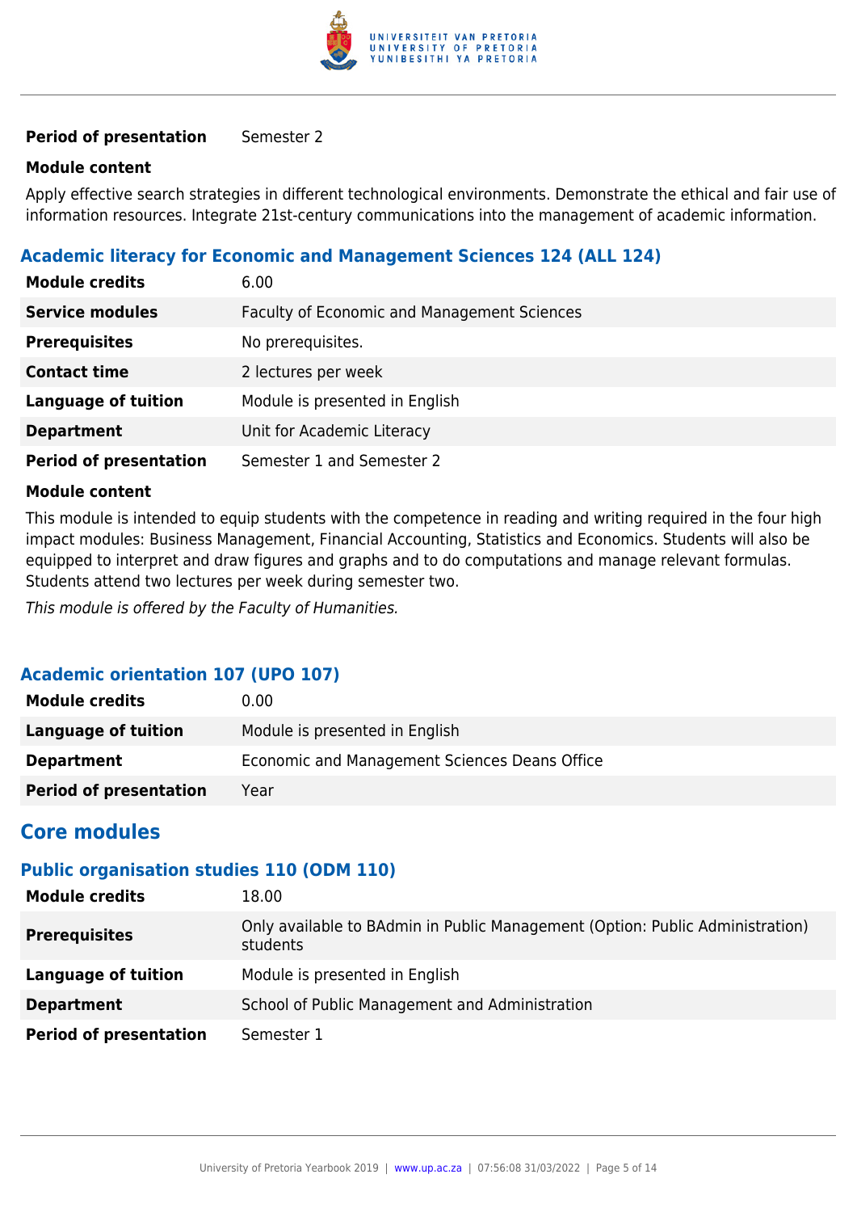| | |
|---|---|
| **Period of presentation** | Semester 2 |

**Module content**

Apply effective search strategies in different technological environments. Demonstrate the ethical and fair use of information resources. Integrate 21st-century communications into the management of academic information.

### Academic literacy for Economic and Management Sciences 124 (ALL 124)

| | |
|---|---|
| **Module credits** | 6.00 |
| **Service modules** | Faculty of Economic and Management Sciences |
| **Prerequisites** | No prerequisites. |
| **Contact time** | 2 lectures per week |
| **Language of tuition** | Module is presented in English |
| **Department** | Unit for Academic Literacy |
| **Period of presentation** | Semester 1 and Semester 2 |

**Module content**

This module is intended to equip students with the competence in reading and writing required in the four high impact modules: Business Management, Financial Accounting, Statistics and Economics. Students will also be equipped to interpret and draw figures and graphs and to do computations and manage relevant formulas. Students attend two lectures per week during semester two.

*This module is offered by the Faculty of Humanities.*

### Academic orientation 107 (UPO 107)

| | |
|---|---|
| **Module credits** | 0.00 |
| **Language of tuition** | Module is presented in English |
| **Department** | Economic and Management Sciences Deans Office |
| **Period of presentation** | Year |

## Core modules

### Public organisation studies 110 (ODM 110)

| | |
|---|---|
| **Module credits** | 18.00 |
| **Prerequisites** | Only available to BAdmin in Public Management (Option: Public Administration) students |
| **Language of tuition** | Module is presented in English |
| **Department** | School of Public Management and Administration |
| **Period of presentation** | Semester 1 |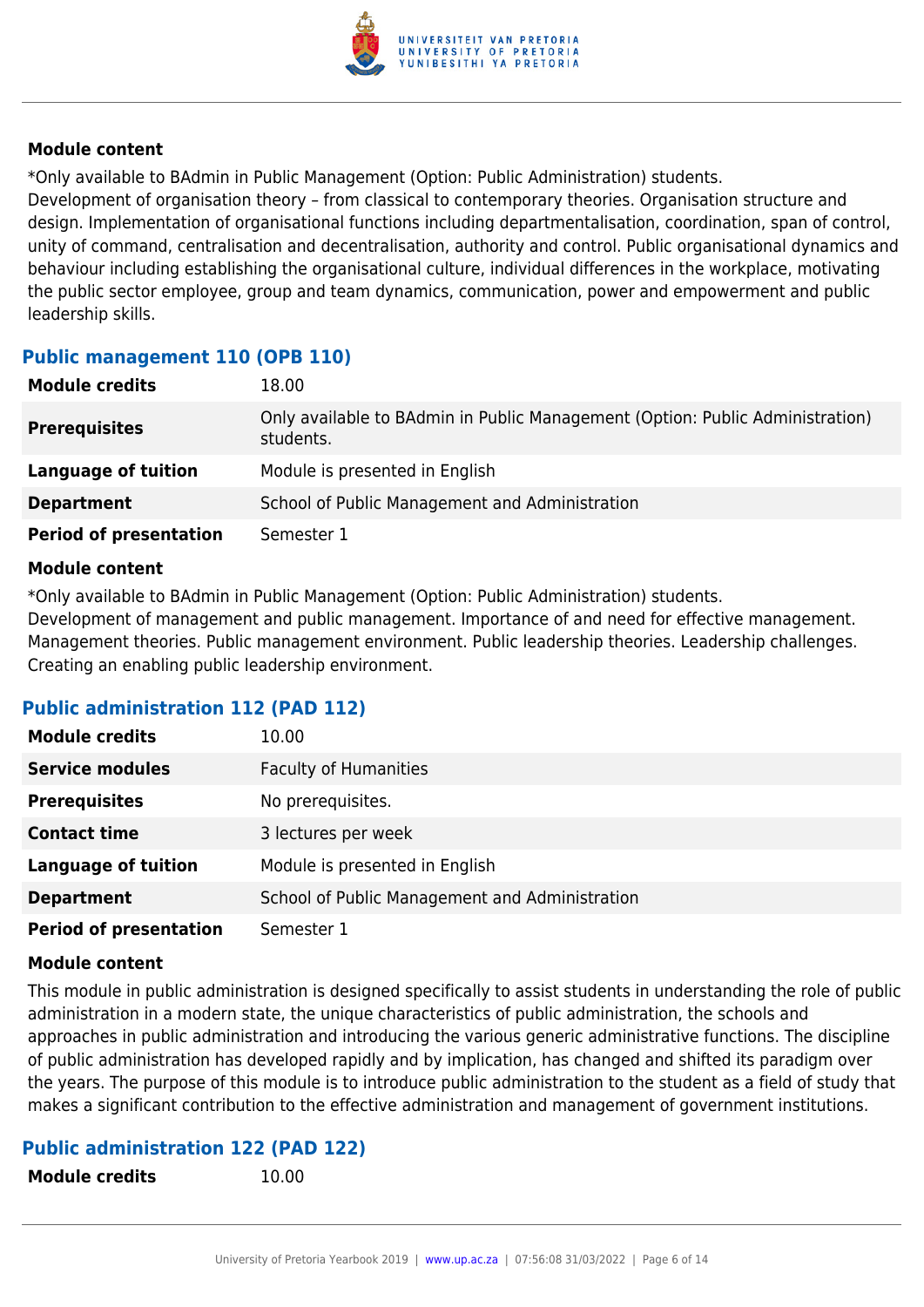#### Module content

*Only available to BAdmin in Public Management (Option: Public Administration) students.
Development of organisation theory – from classical to contemporary theories. Organisation structure and design. Implementation of organisational functions including departmentalisation, coordination, span of control, unity of command, centralisation and decentralisation, authority and control. Public organisational dynamics and behaviour including establishing the organisational culture, individual differences in the workplace, motivating the public sector employee, group and team dynamics, communication, power and empowerment and public leadership skills.

### Public management 110 (OPB 110)

| | |
|---|---|
| **Module credits** | 18.00 |
| **Prerequisites** | Only available to BAdmin in Public Management (Option: Public Administration) students. |
| **Language of tuition** | Module is presented in English |
| **Department** | School of Public Management and Administration |
| **Period of presentation** | Semester 1 |

#### Module content

*Only available to BAdmin in Public Management (Option: Public Administration) students.
Development of management and public management. Importance of and need for effective management. Management theories. Public management environment. Public leadership theories. Leadership challenges. Creating an enabling public leadership environment.

### Public administration 112 (PAD 112)

| | |
|---|---|
| **Module credits** | 10.00 |
| **Service modules** | Faculty of Humanities |
| **Prerequisites** | No prerequisites. |
| **Contact time** | 3 lectures per week |
| **Language of tuition** | Module is presented in English |
| **Department** | School of Public Management and Administration |
| **Period of presentation** | Semester 1 |

#### Module content

This module in public administration is designed specifically to assist students in understanding the role of public administration in a modern state, the unique characteristics of public administration, the schools and approaches in public administration and introducing the various generic administrative functions. The discipline of public administration has developed rapidly and by implication, has changed and shifted its paradigm over the years. The purpose of this module is to introduce public administration to the student as a field of study that makes a significant contribution to the effective administration and management of government institutions.

### Public administration 122 (PAD 122)

| | |
|---|---|
| **Module credits** | 10.00 |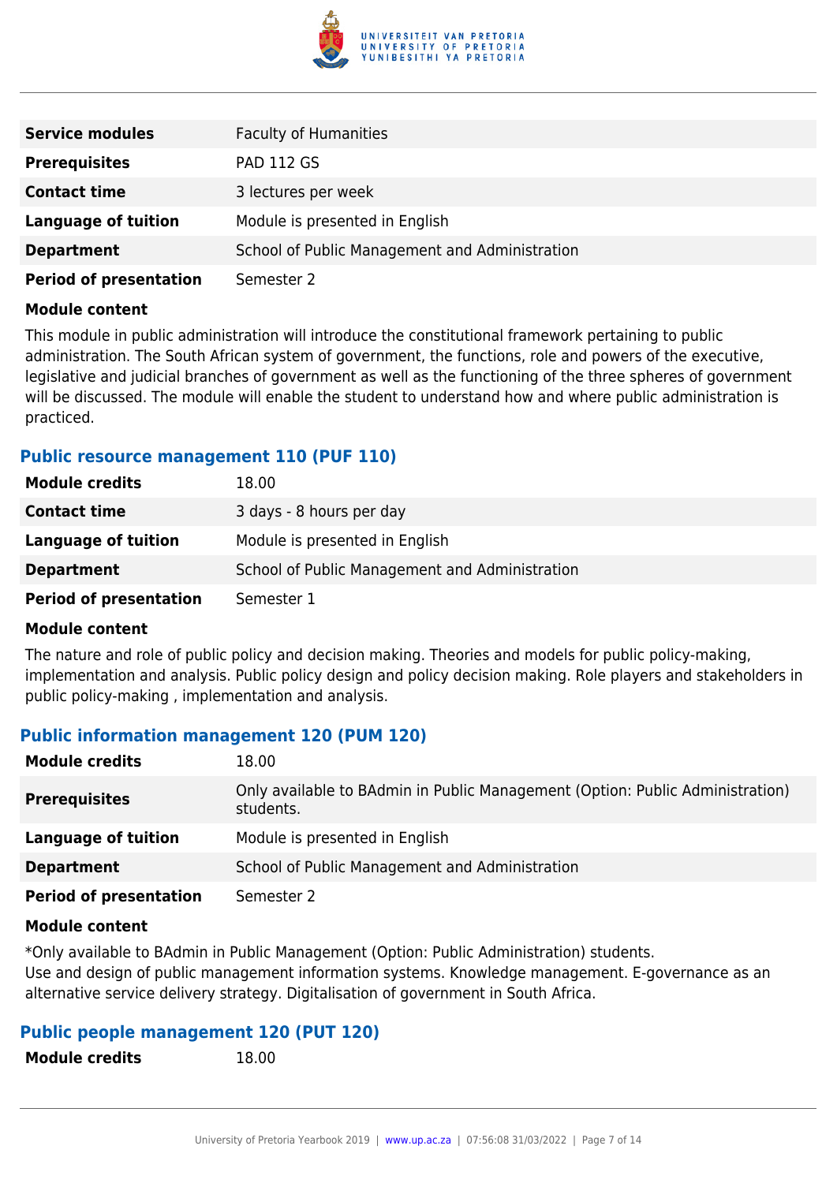| | |
|---|---|
| **Service modules** | Faculty of Humanities |
| **Prerequisites** | PAD 112 GS |
| **Contact time** | 3 lectures per week |
| **Language of tuition** | Module is presented in English |
| **Department** | School of Public Management and Administration |
| **Period of presentation** | Semester 2 |

**Module content**

This module in public administration will introduce the constitutional framework pertaining to public administration. The South African system of government, the functions, role and powers of the executive, legislative and judicial branches of government as well as the functioning of the three spheres of government will be discussed. The module will enable the student to understand how and where public administration is practiced.

### Public resource management 110 (PUF 110)

| | |
|---|---|
| **Module credits** | 18.00 |
| **Contact time** | 3 days - 8 hours per day |
| **Language of tuition** | Module is presented in English |
| **Department** | School of Public Management and Administration |
| **Period of presentation** | Semester 1 |

**Module content**

The nature and role of public policy and decision making. Theories and models for public policy-making, implementation and analysis. Public policy design and policy decision making. Role players and stakeholders in public policy-making , implementation and analysis.

### Public information management 120 (PUM 120)

| | |
|---|---|
| **Module credits** | 18.00 |
| **Prerequisites** | Only available to BAdmin in Public Management (Option: Public Administration) students. |
| **Language of tuition** | Module is presented in English |
| **Department** | School of Public Management and Administration |
| **Period of presentation** | Semester 2 |

**Module content**

*Only available to BAdmin in Public Management (Option: Public Administration) students.
Use and design of public management information systems. Knowledge management. E-governance as an alternative service delivery strategy. Digitalisation of government in South Africa.

### Public people management 120 (PUT 120)

| | |
|---|---|
| **Module credits** | 18.00 |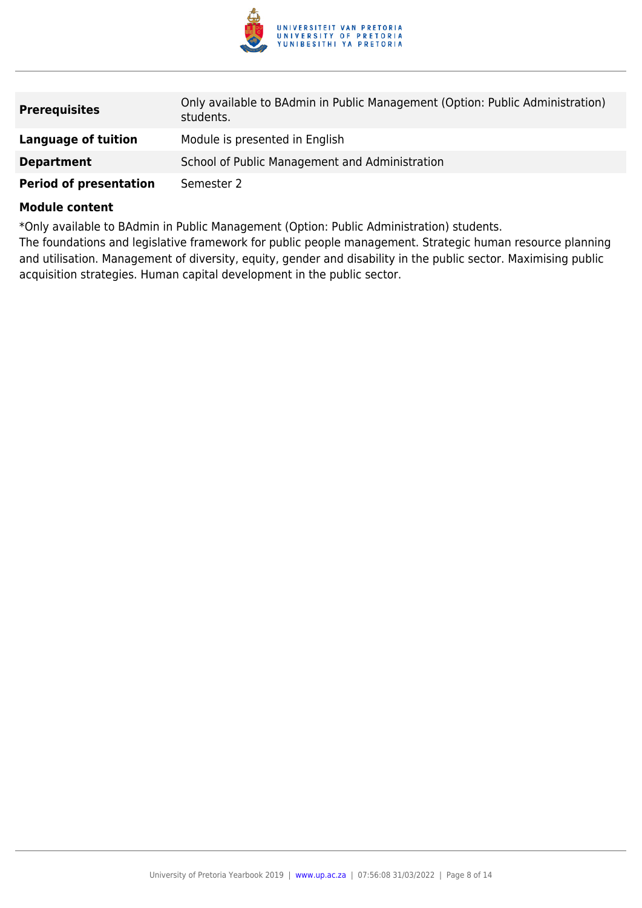| | |
|---|---|
| **Prerequisites** | Only available to BAdmin in Public Management (Option: Public Administration) students. |
| **Language of tuition** | Module is presented in English |
| **Department** | School of Public Management and Administration |
| **Period of presentation** | Semester 2 |

**Module content**

*Only available to BAdmin in Public Management (Option: Public Administration) students.
The foundations and legislative framework for public people management. Strategic human resource planning and utilisation. Management of diversity, equity, gender and disability in the public sector. Maximising public acquisition strategies. Human capital development in the public sector.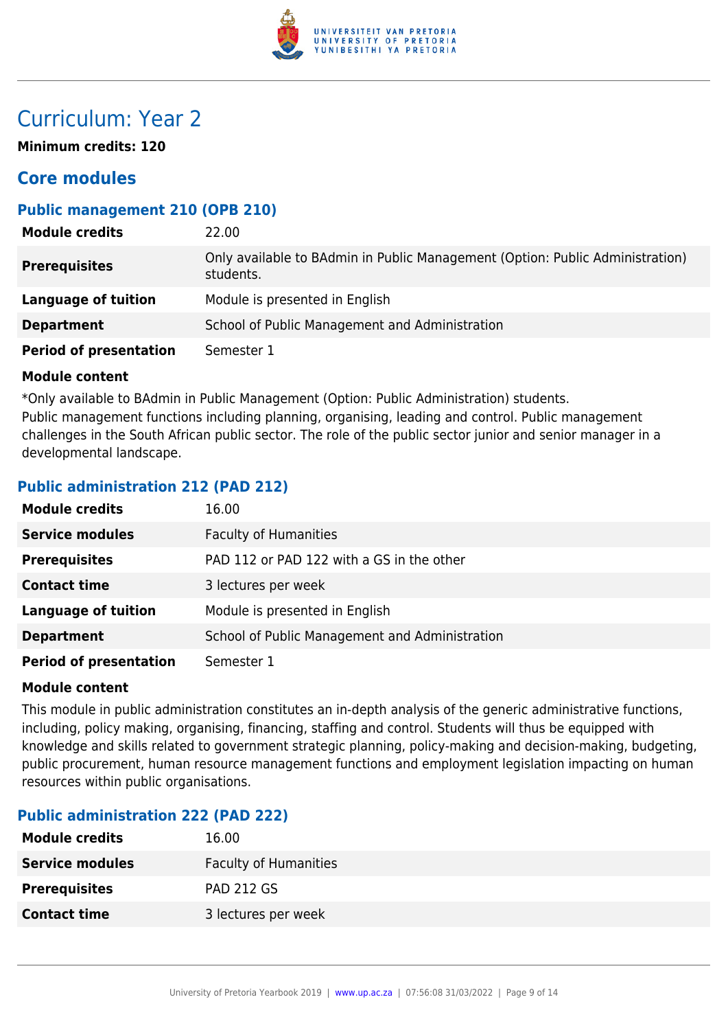# Curriculum: Year 2

**Minimum credits: 120**

## Core modules

### Public management 210 (OPB 210)

| | |
|---|---|
| **Module credits** | 22.00 |
| **Prerequisites** | Only available to BAdmin in Public Management (Option: Public Administration) students. |
| **Language of tuition** | Module is presented in English |
| **Department** | School of Public Management and Administration |
| **Period of presentation** | Semester 1 |

**Module content**

*Only available to BAdmin in Public Management (Option: Public Administration) students.
Public management functions including planning, organising, leading and control. Public management challenges in the South African public sector. The role of the public sector junior and senior manager in a developmental landscape.

### Public administration 212 (PAD 212)

| | |
|---|---|
| **Module credits** | 16.00 |
| **Service modules** | Faculty of Humanities |
| **Prerequisites** | PAD 112 or PAD 122 with a GS in the other |
| **Contact time** | 3 lectures per week |
| **Language of tuition** | Module is presented in English |
| **Department** | School of Public Management and Administration |
| **Period of presentation** | Semester 1 |

**Module content**

This module in public administration constitutes an in-depth analysis of the generic administrative functions, including, policy making, organising, financing, staffing and control. Students will thus be equipped with knowledge and skills related to government strategic planning, policy-making and decision-making, budgeting, public procurement, human resource management functions and employment legislation impacting on human resources within public organisations.

### Public administration 222 (PAD 222)

| | |
|---|---|
| **Module credits** | 16.00 |
| **Service modules** | Faculty of Humanities |
| **Prerequisites** | PAD 212 GS |
| **Contact time** | 3 lectures per week |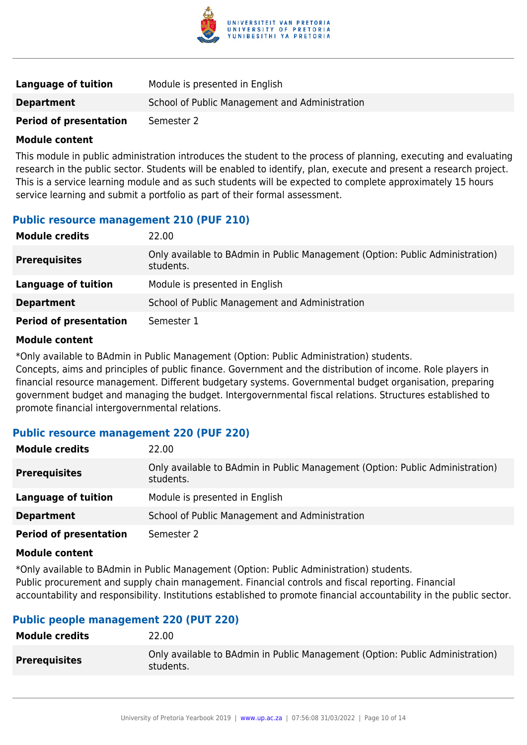| | |
|---|---|
| **Language of tuition** | Module is presented in English |
| **Department** | School of Public Management and Administration |
| **Period of presentation** | Semester 2 |

**Module content**

This module in public administration introduces the student to the process of planning, executing and evaluating research in the public sector. Students will be enabled to identify, plan, execute and present a research project. This is a service learning module and as such students will be expected to complete approximately 15 hours service learning and submit a portfolio as part of their formal assessment.

### Public resource management 210 (PUF 210)

| | |
|---|---|
| **Module credits** | 22.00 |
| **Prerequisites** | Only available to BAdmin in Public Management (Option: Public Administration) students. |
| **Language of tuition** | Module is presented in English |
| **Department** | School of Public Management and Administration |
| **Period of presentation** | Semester 1 |

**Module content**

*Only available to BAdmin in Public Management (Option: Public Administration) students.
Concepts, aims and principles of public finance. Government and the distribution of income. Role players in financial resource management. Different budgetary systems. Governmental budget organisation, preparing government budget and managing the budget. Intergovernmental fiscal relations. Structures established to promote financial intergovernmental relations.

### Public resource management 220 (PUF 220)

| | |
|---|---|
| **Module credits** | 22.00 |
| **Prerequisites** | Only available to BAdmin in Public Management (Option: Public Administration) students. |
| **Language of tuition** | Module is presented in English |
| **Department** | School of Public Management and Administration |
| **Period of presentation** | Semester 2 |

**Module content**

*Only available to BAdmin in Public Management (Option: Public Administration) students.
Public procurement and supply chain management. Financial controls and fiscal reporting. Financial accountability and responsibility. Institutions established to promote financial accountability in the public sector.

### Public people management 220 (PUT 220)

| | |
|---|---|
| **Module credits** | 22.00 |
| **Prerequisites** | Only available to BAdmin in Public Management (Option: Public Administration) students. |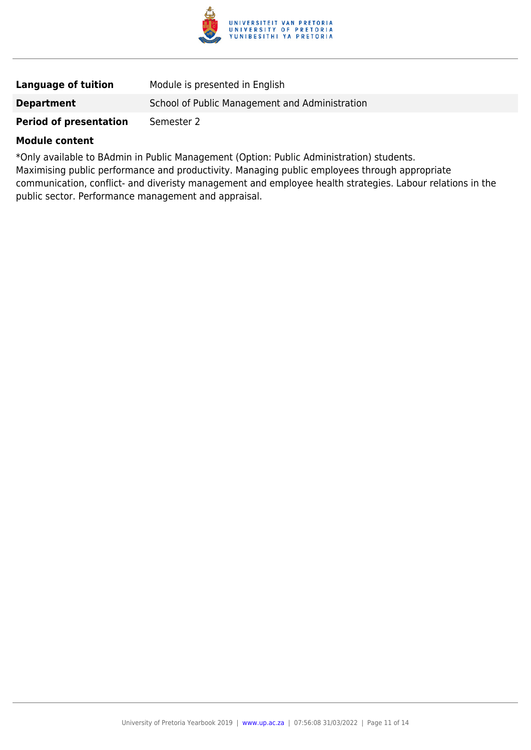| | |
|---|---|
| **Language of tuition** | Module is presented in English |
| **Department** | School of Public Management and Administration |
| **Period of presentation** | Semester 2 |

**Module content**

*Only available to BAdmin in Public Management (Option: Public Administration) students.
Maximising public performance and productivity. Managing public employees through appropriate communication, conflict- and diveristy management and employee health strategies. Labour relations in the public sector. Performance management and appraisal.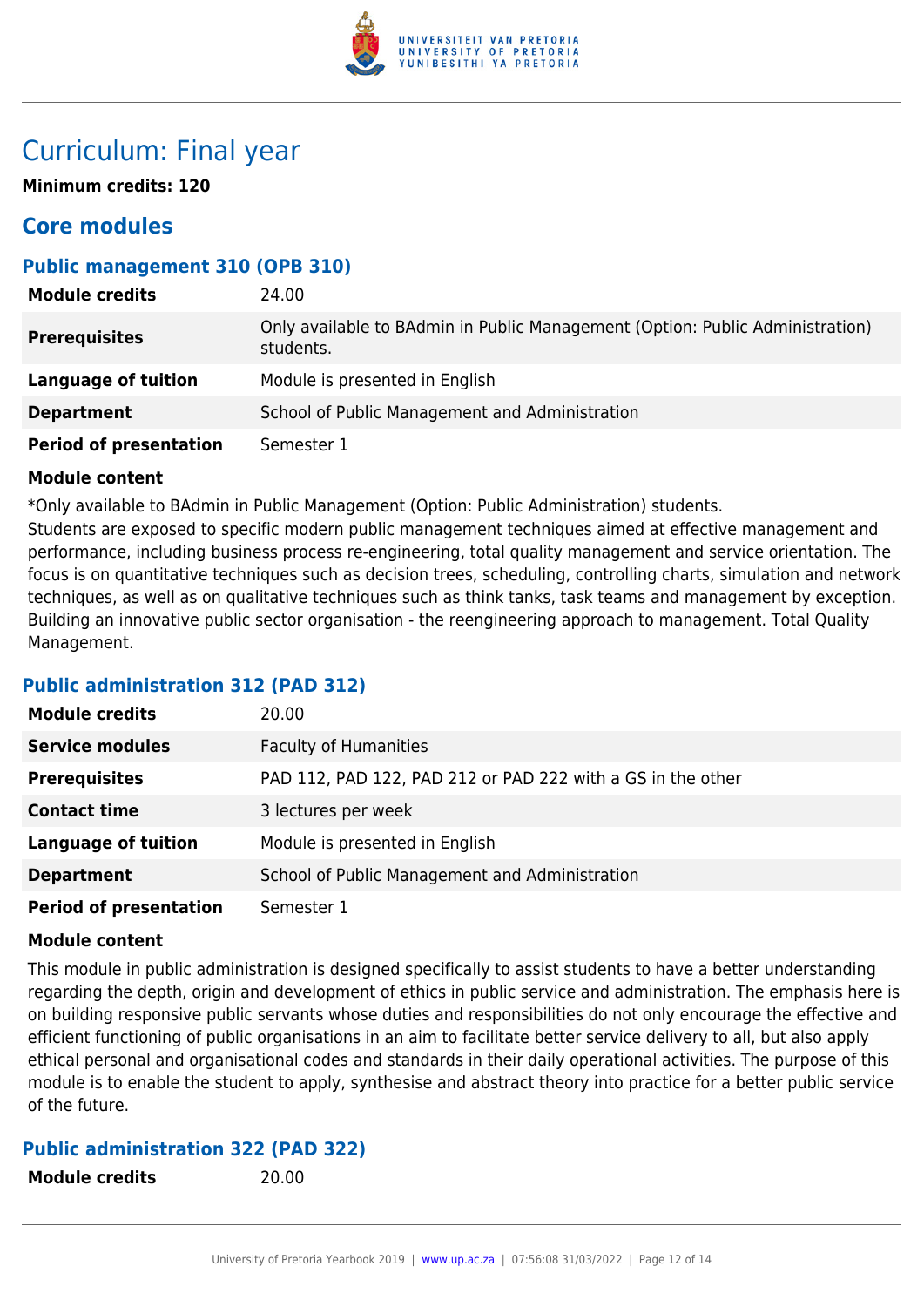# Curriculum: Final year

**Minimum credits: 120**

## Core modules

### Public management 310 (OPB 310)

| | |
|---|---|
| **Module credits** | 24.00 |
| **Prerequisites** | Only available to BAdmin in Public Management (Option: Public Administration) students. |
| **Language of tuition** | Module is presented in English |
| **Department** | School of Public Management and Administration |
| **Period of presentation** | Semester 1 |

**Module content**

*Only available to BAdmin in Public Management (Option: Public Administration) students.
Students are exposed to specific modern public management techniques aimed at effective management and performance, including business process re-engineering, total quality management and service orientation. The focus is on quantitative techniques such as decision trees, scheduling, controlling charts, simulation and network techniques, as well as on qualitative techniques such as think tanks, task teams and management by exception. Building an innovative public sector organisation - the reengineering approach to management. Total Quality Management.

### Public administration 312 (PAD 312)

| | |
|---|---|
| **Module credits** | 20.00 |
| **Service modules** | Faculty of Humanities |
| **Prerequisites** | PAD 112, PAD 122, PAD 212 or PAD 222 with a GS in the other |
| **Contact time** | 3 lectures per week |
| **Language of tuition** | Module is presented in English |
| **Department** | School of Public Management and Administration |
| **Period of presentation** | Semester 1 |

**Module content**

This module in public administration is designed specifically to assist students to have a better understanding regarding the depth, origin and development of ethics in public service and administration. The emphasis here is on building responsive public servants whose duties and responsibilities do not only encourage the effective and efficient functioning of public organisations in an aim to facilitate better service delivery to all, but also apply ethical personal and organisational codes and standards in their daily operational activities. The purpose of this module is to enable the student to apply, synthesise and abstract theory into practice for a better public service of the future.

### Public administration 322 (PAD 322)

| | |
|---|---|
| **Module credits** | 20.00 |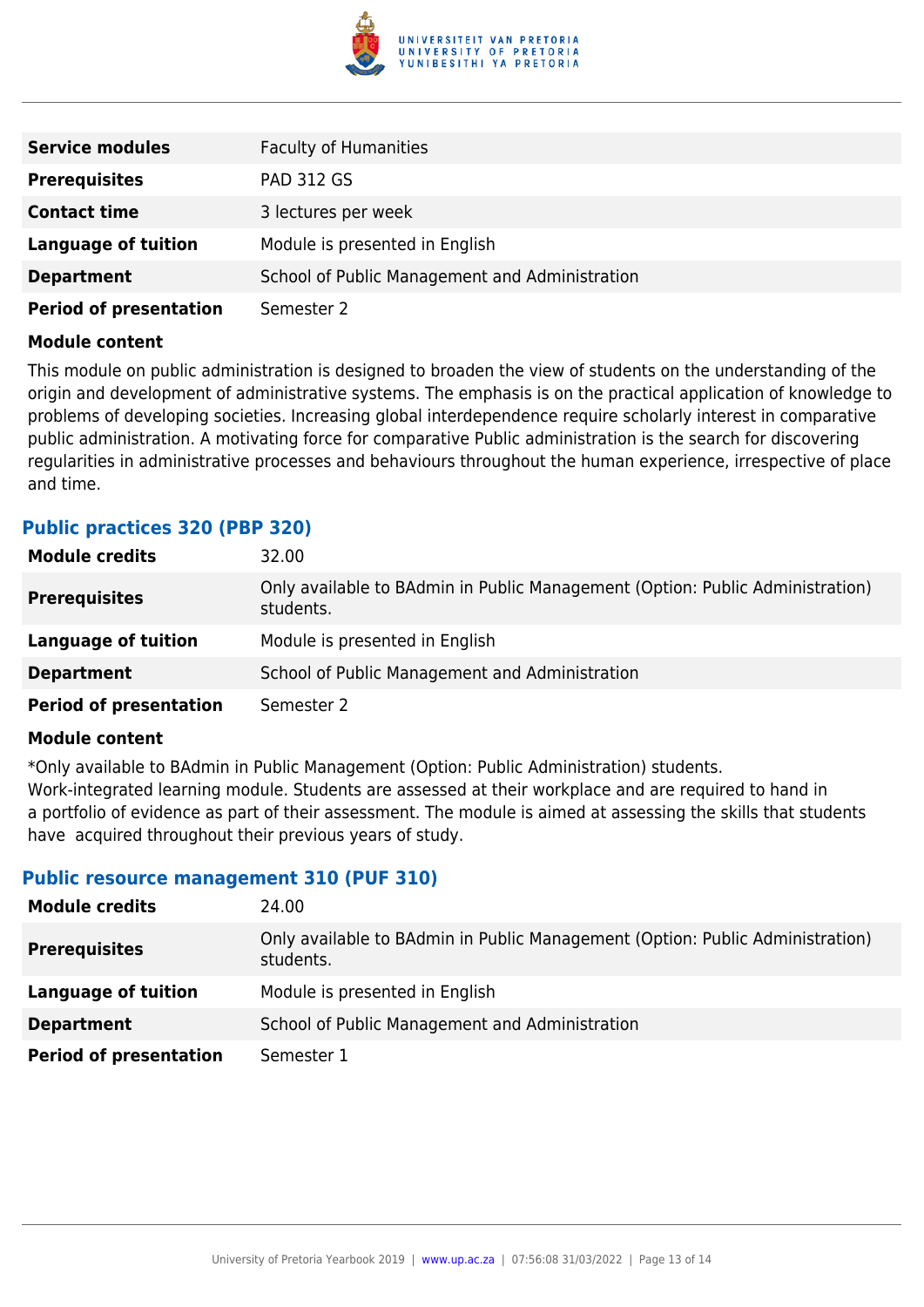| | |
|---|---|
| **Service modules** | Faculty of Humanities |
| **Prerequisites** | PAD 312 GS |
| **Contact time** | 3 lectures per week |
| **Language of tuition** | Module is presented in English |
| **Department** | School of Public Management and Administration |
| **Period of presentation** | Semester 2 |

**Module content**

This module on public administration is designed to broaden the view of students on the understanding of the origin and development of administrative systems. The emphasis is on the practical application of knowledge to problems of developing societies. Increasing global interdependence require scholarly interest in comparative public administration. A motivating force for comparative Public administration is the search for discovering regularities in administrative processes and behaviours throughout the human experience, irrespective of place and time.

### Public practices 320 (PBP 320)

| | |
|---|---|
| **Module credits** | 32.00 |
| **Prerequisites** | Only available to BAdmin in Public Management (Option: Public Administration) students. |
| **Language of tuition** | Module is presented in English |
| **Department** | School of Public Management and Administration |
| **Period of presentation** | Semester 2 |

**Module content**

*Only available to BAdmin in Public Management (Option: Public Administration) students.
Work-integrated learning module. Students are assessed at their workplace and are required to hand in a portfolio of evidence as part of their assessment. The module is aimed at assessing the skills that students have acquired throughout their previous years of study.

### Public resource management 310 (PUF 310)

| | |
|---|---|
| **Module credits** | 24.00 |
| **Prerequisites** | Only available to BAdmin in Public Management (Option: Public Administration) students. |
| **Language of tuition** | Module is presented in English |
| **Department** | School of Public Management and Administration |
| **Period of presentation** | Semester 1 |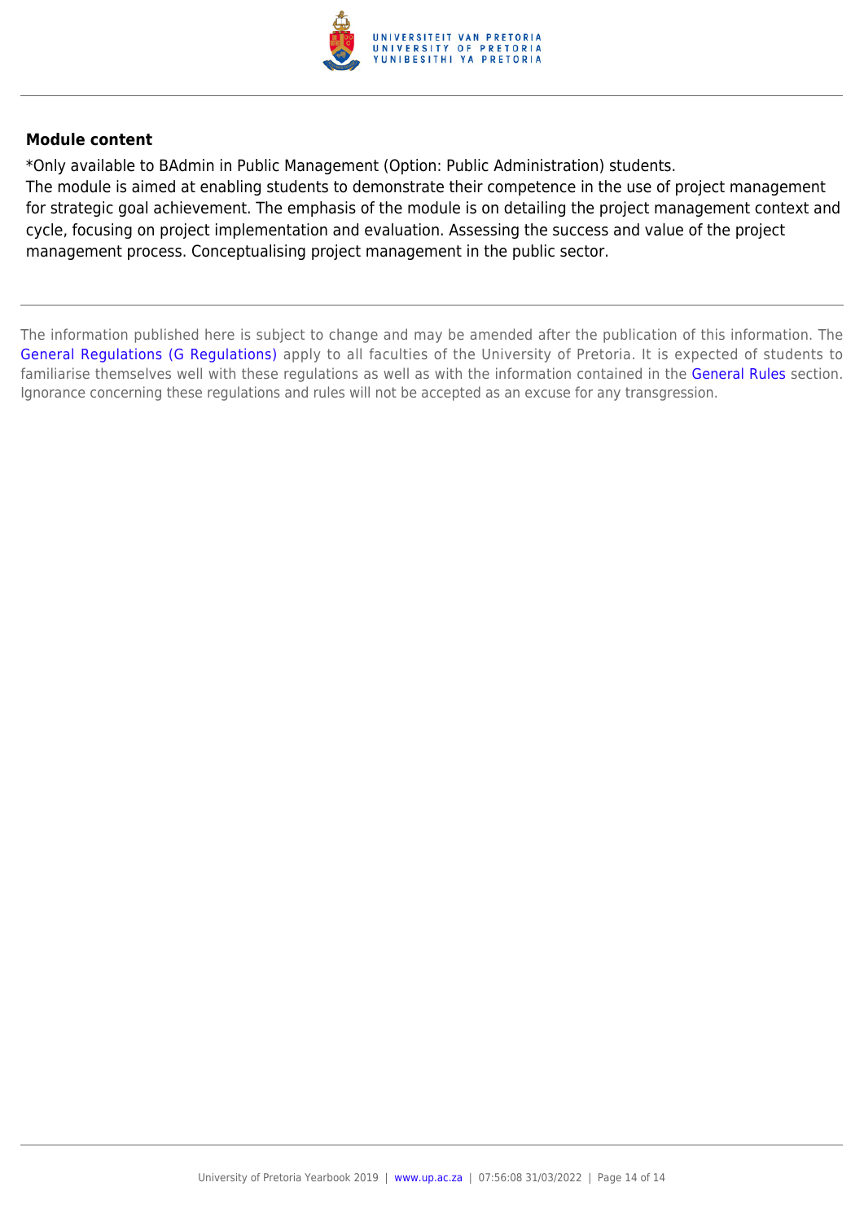**Module content**

*Only available to BAdmin in Public Management (Option: Public Administration) students.
The module is aimed at enabling students to demonstrate their competence in the use of project management for strategic goal achievement. The emphasis of the module is on detailing the project management context and cycle, focusing on project implementation and evaluation. Assessing the success and value of the project management process. Conceptualising project management in the public sector.

The information published here is subject to change and may be amended after the publication of this information. The General Regulations (G Regulations) apply to all faculties of the University of Pretoria. It is expected of students to familiarise themselves well with these regulations as well as with the information contained in the General Rules section. Ignorance concerning these regulations and rules will not be accepted as an excuse for any transgression.